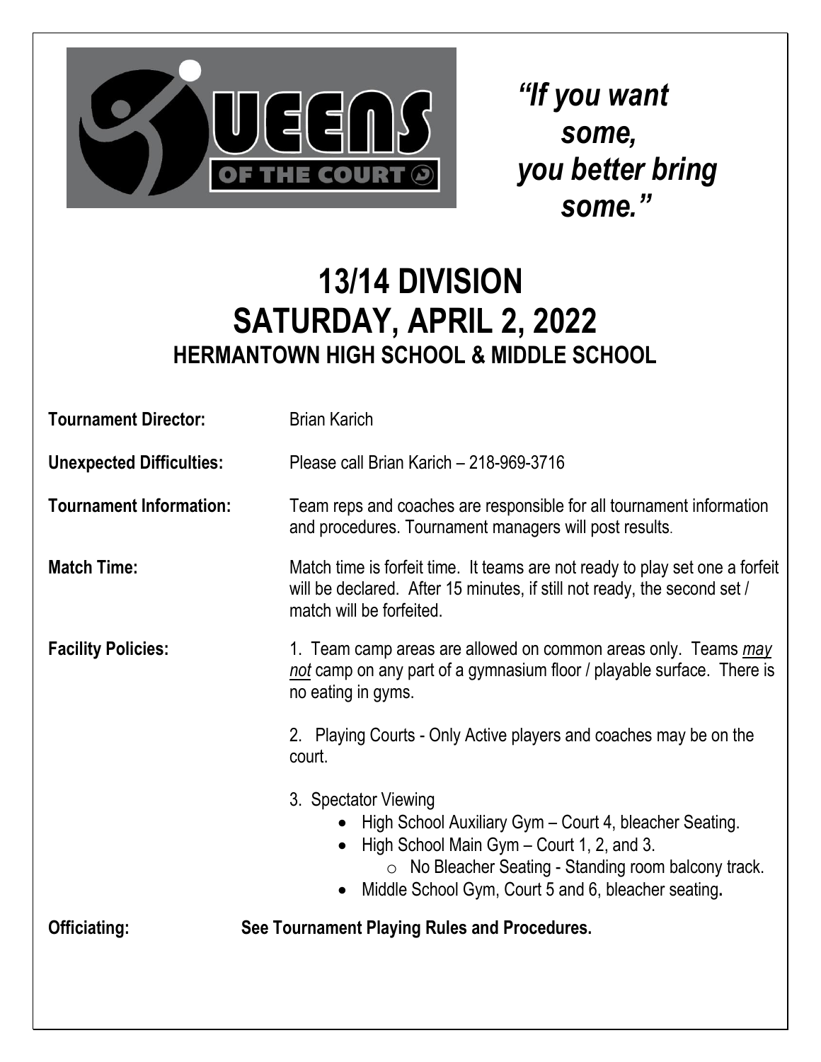**QUEENS OF THE COURT**

*"If you want some, you better bring some."*

# 13/14 DIVISION
# SATURDAY, APRIL 2, 2022
## HERMANTOWN HIGH SCHOOL & MIDDLE SCHOOL

**Tournament Director:** Brian Karich

**Unexpected Difficulties:** Please call Brian Karich – 218-969-3716

**Tournament Information:** Team reps and coaches are responsible for all tournament information and procedures. Tournament managers will post results.

**Match Time:** Match time is forfeit time. It teams are not ready to play set one a forfeit will be declared. After 15 minutes, if still not ready, the second set / match will be forfeited.

**Facility Policies:**

1. Team camp areas are allowed on common areas only. Teams *may not* camp on any part of a gymnasium floor / playable surface. There is no eating in gyms.

2. Playing Courts - Only Active players and coaches may be on the court.

3. Spectator Viewing
   - High School Auxiliary Gym – Court 4, bleacher Seating.
   - High School Main Gym – Court 1, 2, and 3.
     - No Bleacher Seating - Standing room balcony track.
   - Middle School Gym, Court 5 and 6, bleacher seating**.**

**Officiating:** **See Tournament Playing Rules and Procedures.**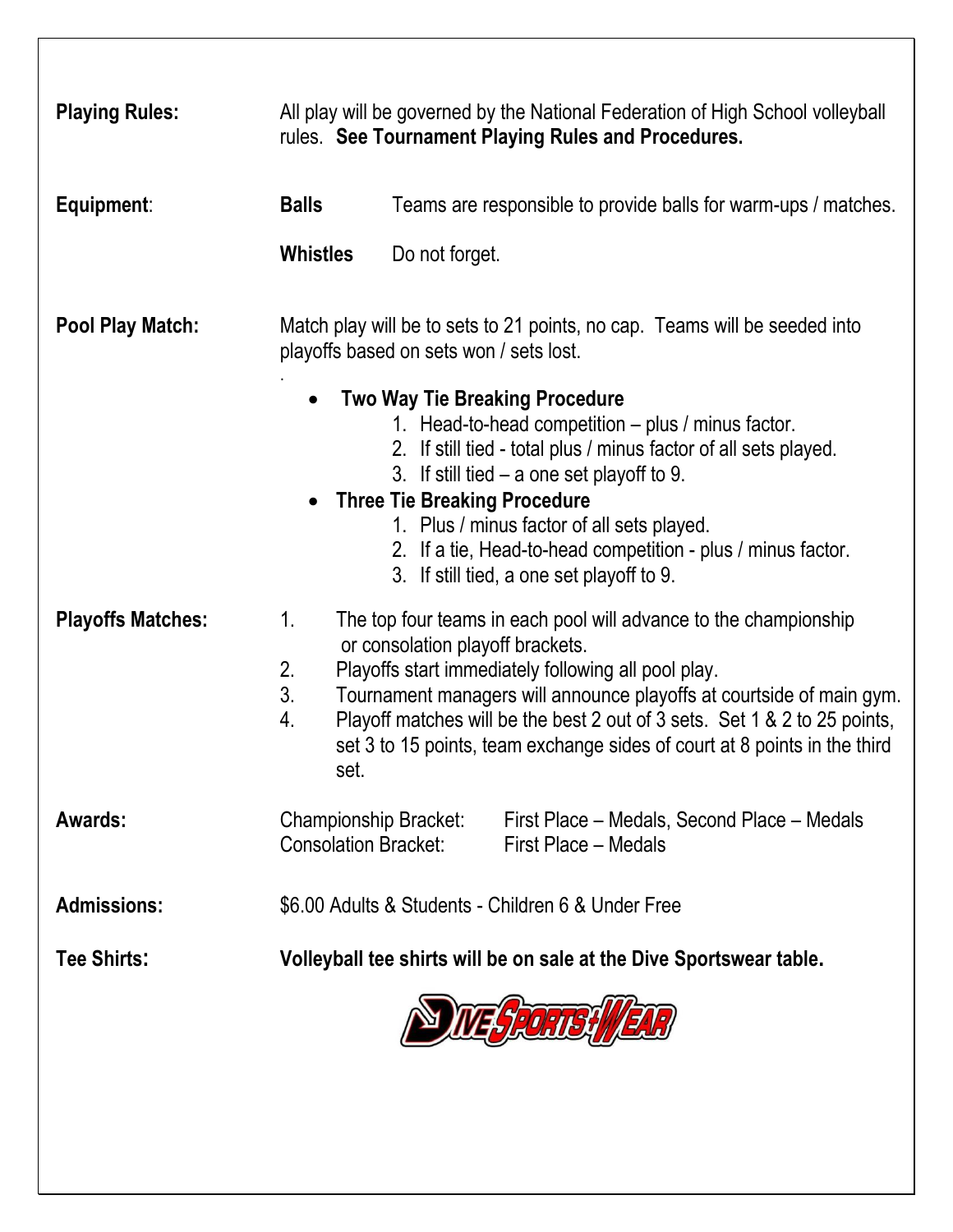**Playing Rules:** All play will be governed by the National Federation of High School volleyball rules. **See Tournament Playing Rules and Procedures.**

**Equipment**:

**Balls** Teams are responsible to provide balls for warm-ups / matches.

**Whistles** Do not forget.

**Pool Play Match:** Match play will be to sets to 21 points, no cap. Teams will be seeded into playoffs based on sets won / sets lost.

.

- **Two Way Tie Breaking Procedure**
  1. Head-to-head competition – plus / minus factor.
  2. If still tied - total plus / minus factor of all sets played.
  3. If still tied – a one set playoff to 9.
- **Three Tie Breaking Procedure**
  1. Plus / minus factor of all sets played.
  2. If a tie, Head-to-head competition - plus / minus factor.
  3. If still tied, a one set playoff to 9.

**Playoffs Matches:**

1. The top four teams in each pool will advance to the championship or consolation playoff brackets.
2. Playoffs start immediately following all pool play.
3. Tournament managers will announce playoffs at courtside of main gym.
4. Playoff matches will be the best 2 out of 3 sets. Set 1 & 2 to 25 points, set 3 to 15 points, team exchange sides of court at 8 points in the third set.

**Awards:**

Championship Bracket: First Place – Medals, Second Place – Medals
Consolation Bracket: First Place – Medals

**Admissions:** $6.00 Adults & Students - Children 6 & Under Free

**Tee Shirts:** **Volleyball tee shirts will be on sale at the Dive Sportswear table.**

DIVE SPORTS WEAR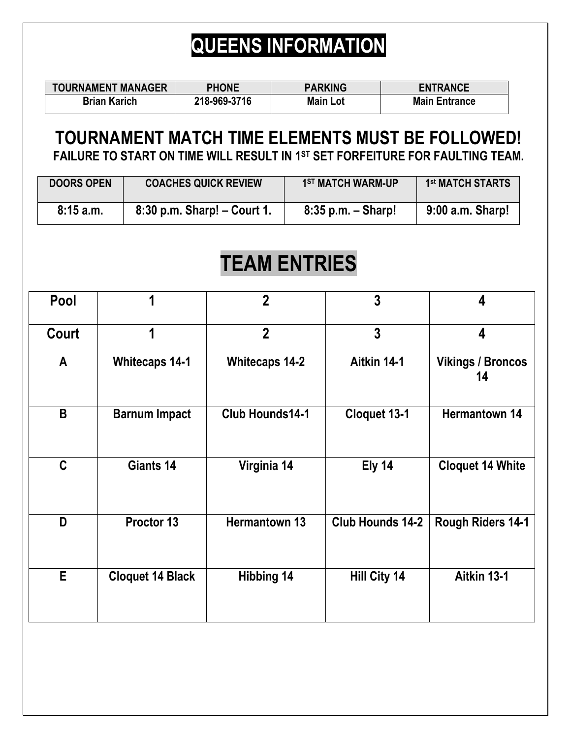# QUEENS INFORMATION

| TOURNAMENT MANAGER | PHONE | PARKING | ENTRANCE |
|---|---|---|---|
| Brian Karich | 218-969-3716 | Main Lot | Main Entrance |

## TOURNAMENT MATCH TIME ELEMENTS MUST BE FOLLOWED!

**FAILURE TO START ON TIME WILL RESULT IN 1ST SET FORFEITURE FOR FAULTING TEAM.**

| DOORS OPEN | COACHES QUICK REVIEW | 1ST MATCH WARM-UP | 1st MATCH STARTS |
|---|---|---|---|
| 8:15 a.m. | 8:30 p.m. Sharp! – Court 1. | 8:35 p.m. – Sharp! | 9:00 a.m. Sharp! |

# TEAM ENTRIES

| Pool | 1 | 2 | 3 | 4 |
|---|---|---|---|---|
| Court | 1 | 2 | 3 | 4 |
| A | Whitecaps 14-1 | Whitecaps 14-2 | Aitkin 14-1 | Vikings / Broncos 14 |
| B | Barnum Impact | Club Hounds14-1 | Cloquet 13-1 | Hermantown 14 |
| C | Giants 14 | Virginia 14 | Ely 14 | Cloquet 14 White |
| D | Proctor 13 | Hermantown 13 | Club Hounds 14-2 | Rough Riders 14-1 |
| E | Cloquet 14 Black | Hibbing 14 | Hill City 14 | Aitkin 13-1 |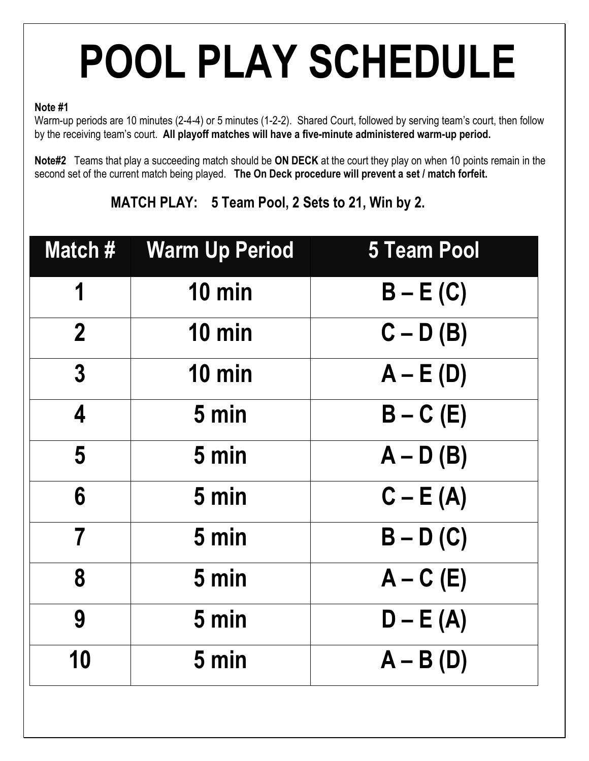# POOL PLAY SCHEDULE

**Note #1**
Warm-up periods are 10 minutes (2-4-4) or 5 minutes (1-2-2). Shared Court, followed by serving team's court, then follow by the receiving team's court. **All playoff matches will have a five-minute administered warm-up period.**

**Note#2** Teams that play a succeeding match should be **ON DECK** at the court they play on when 10 points remain in the second set of the current match being played. **The On Deck procedure will prevent a set / match forfeit.**

**MATCH PLAY: 5 Team Pool, 2 Sets to 21, Win by 2.**

| Match # | Warm Up Period | 5 Team Pool |
|---|---|---|
| 1 | 10 min | B – E (C) |
| 2 | 10 min | C – D (B) |
| 3 | 10 min | A – E (D) |
| 4 | 5 min | B – C (E) |
| 5 | 5 min | A – D (B) |
| 6 | 5 min | C – E (A) |
| 7 | 5 min | B – D (C) |
| 8 | 5 min | A – C (E) |
| 9 | 5 min | D – E (A) |
| 10 | 5 min | A – B (D) |